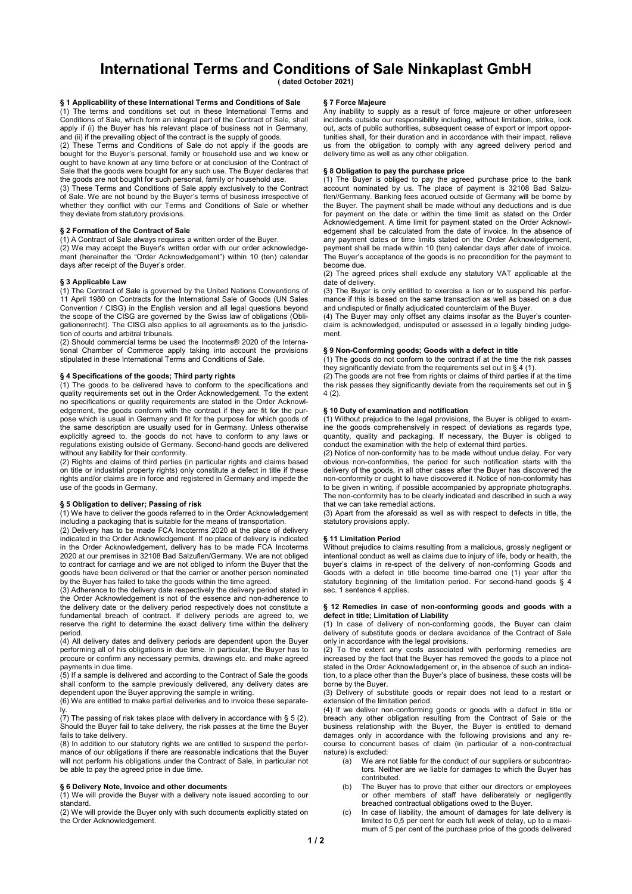# International Terms and Conditions of Sale Ninkaplast GmbH

**( dated October 2021)**

### § 1 Applicability of these International Terms and Conditions of Sale

(1) The terms and conditions set out in these International Terms and Conditions of Sale, which form an integral part of the Contract of Sale, shall apply if (i) the Buyer has his relevant place of business not in Germany, and (ii) if the prevailing object of the contract is the supply of goods.

(2) These Terms and Conditions of Sale do not apply if the goods are bought for the Buyer's personal, family or household use and we knew or ought to have known at any time before or at conclusion of the Contract of Sale that the goods were bought for any such use. The Buyer declares that the goods are not bought for such personal, family or household use.

(3) These Terms and Conditions of Sale apply exclusively to the Contract of Sale. We are not bound by the Buyer's terms of business irrespective of whether they conflict with our Terms and Conditions of Sale or whether they deviate from statutory provisions.

### § 2 Formation of the Contract of Sale

(1) A Contract of Sale always requires a written order of the Buyer.

(2) We may accept the Buyer's written order with our order acknowledgement (hereinafter the "Order Acknowledgement") within 10 (ten) calendar days after receipt of the Buyer's order.

### § 3 Applicable Law

(1) The Contract of Sale is governed by the United Nations Conventions of 11 April 1980 on Contracts for the International Sale of Goods (UN Sales Convention / CISG) in the English version and all legal questions beyond the scope of the CISG are governed by the Swiss law of obligations (Obligationenrecht). The CISG also applies to all agreements as to the jurisdiction of courts and arbitral tribunals.

(2) Should commercial terms be used the Incoterms® 2020 of the International Chamber of Commerce apply taking into account the provisions stipulated in these International Terms and Conditions of Sale.

### § 4 Specifications of the goods; Third party rights

(1) The goods to be delivered have to conform to the specifications and quality requirements set out in the Order Acknowledgement. To the extent no specifications or quality requirements are stated in the Order Acknowledgement, the goods conform with the contract if they are fit for the purpose which is usual in Germany and fit for the purpose for which goods of the same description are usually used for in Germany. Unless otherwise explicitly agreed to, the goods do not have to conform to any laws or regulations existing outside of Germany. Second-hand goods are delivered without any liability for their conformity.

(2) Rights and claims of third parties (in particular rights and claims based on title or industrial property rights) only constitute a defect in title if these rights and/or claims are in force and registered in Germany and impede the use of the goods in Germany.

### § 5 Obligation to deliver; Passing of risk

(1) We have to deliver the goods referred to in the Order Acknowledgement including a packaging that is suitable for the means of transportation.

(2) Delivery has to be made FCA Incoterms 2020 at the place of delivery indicated in the Order Acknowledgement. If no place of delivery is indicated in the Order Acknowledgement, delivery has to be made FCA Incoterms 2020 at our premises in 32108 Bad Salzuflen/Germany. We are not obliged to contract for carriage and we are not obliged to inform the Buyer that the goods have been delivered or that the carrier or another person nominated by the Buyer has failed to take the goods within the time agreed.

(3) Adherence to the delivery date respectively the delivery period stated in the Order Acknowledgement is not of the essence and non-adherence to the delivery date or the delivery period respectively does not constitute a fundamental breach of contract. If delivery periods are agreed to, we reserve the right to determine the exact delivery time within the delivery period.

(4) All delivery dates and delivery periods are dependent upon the Buyer performing all of his obligations in due time. In particular, the Buyer has to procure or confirm any necessary permits, drawings etc. and make agreed payments in due time.

(5) If a sample is delivered and according to the Contract of Sale the goods shall conform to the sample previously delivered, any delivery dates are dependent upon the Buyer approving the sample in writing.

(6) We are entitled to make partial deliveries and to invoice these separately.

(7) The passing of risk takes place with delivery in accordance with § 5 (2). Should the Buyer fail to take delivery, the risk passes at the time the Buyer fails to take delivery.

(8) In addition to our statutory rights we are entitled to suspend the performance of our obligations if there are reasonable indications that the Buyer will not perform his obligations under the Contract of Sale, in particular not be able to pay the agreed price in due time.

### § 6 Delivery Note, Invoice and other documents

(1) We will provide the Buyer with a delivery note issued according to our standard.

(2) We will provide the Buyer only with such documents explicitly stated on the Order Acknowledgement.

### § 7 Force Majeure

Any inability to supply as a result of force majeure or other unforeseen incidents outside our responsibility including, without limitation, strike, lock out, acts of public authorities, subsequent cease of export or import opportunities shall, for their duration and in accordance with their impact, relieve us from the obligation to comply with any agreed delivery period and delivery time as well as any other obligation.

### § 8 Obligation to pay the purchase price

(1) The Buyer is obliged to pay the agreed purchase price to the bank account nominated by us. The place of payment is 32108 Bad Salzuflen//Germany. Banking fees accrued outside of Germany will be borne by the Buyer. The payment shall be made without any deductions and is due for payment on the date or within the time limit as stated on the Order Acknowledgement. A time limit for payment stated on the Order Acknowledgement shall be calculated from the date of invoice. In the absence of any payment dates or time limits stated on the Order Acknowledgement, payment shall be made within 10 (ten) calendar days after date of invoice. The Buyer's acceptance of the goods is no precondition for the payment to become due.

(2) The agreed prices shall exclude any statutory VAT applicable at the date of delivery.

(3) The Buyer is only entitled to exercise a lien or to suspend his performance if this is based on the same transaction as well as based on a due and undisputed or finally adjudicated counterclaim of the Buyer.

(4) The Buyer may only offset any claims insofar as the Buyer's counterclaim is acknowledged, undisputed or assessed in a legally binding judgement.

### § 9 Non-Conforming goods; Goods with a defect in title

(1) The goods do not conform to the contract if at the time the risk passes they significantly deviate from the requirements set out in § 4 (1).

(2) The goods are not free from rights or claims of third parties if at the time the risk passes they significantly deviate from the requirements set out in § 4 (2).

### § 10 Duty of examination and notification

(1) Without prejudice to the legal provisions, the Buyer is obliged to examine the goods comprehensively in respect of deviations as regards type, quantity, quality and packaging. If necessary, the Buyer is obliged to conduct the examination with the help of external third parties.

(2) Notice of non-conformity has to be made without undue delay. For very obvious non-conformities, the period for such notification starts with the delivery of the goods, in all other cases after the Buyer has discovered the non-conformity or ought to have discovered it. Notice of non-conformity has to be given in writing, if possible accompanied by appropriate photographs. The non-conformity has to be clearly indicated and described in such a way that we can take remedial actions.

(3) Apart from the aforesaid as well as with respect to defects in title, the statutory provisions apply.

### § 11 Limitation Period

Without prejudice to claims resulting from a malicious, grossly negligent or intentional conduct as well as claims due to injury of life, body or health, the buyer's claims in re-spect of the delivery of non-conforming Goods and Goods with a defect in title become time-barred one (1) year after the statutory beginning of the limitation period. For second-hand goods § 4 sec. 1 sentence 4 applies.

### § 12 Remedies in case of non-conforming goods and goods with a defect in title; Limitation of Liability

(1) In case of delivery of non-conforming goods, the Buyer can claim delivery of substitute goods or declare avoidance of the Contract of Sale only in accordance with the legal provisions.

(2) To the extent any costs associated with performing remedies are increased by the fact that the Buyer has removed the goods to a place not stated in the Order Acknowledgement or, in the absence of such an indication, to a place other than the Buyer's place of business, these costs will be borne by the Buyer.

(3) Delivery of substitute goods or repair does not lead to a restart or extension of the limitation period.

(4) If we deliver non-conforming goods or goods with a defect in title or breach any other obligation resulting from the Contract of Sale or the business relationship with the Buyer, the Buyer is entitled to demand damages only in accordance with the following provisions and any recourse to concurrent bases of claim (in particular of a non-contractual nature) is excluded:

(a) We are not liable for the conduct of our suppliers or subcontractors. Neither are we liable for damages to which the Buyer has contributed.

(b) The Buyer has to prove that either our directors or employees or other members of staff have deliberately or negligently breached contractual obligations owed to the Buyer.

(c) In case of liability, the amount of damages for late delivery is limited to 0,5 per cent for each full week of delay, up to a maximum of 5 per cent of the purchase price of the goods delivered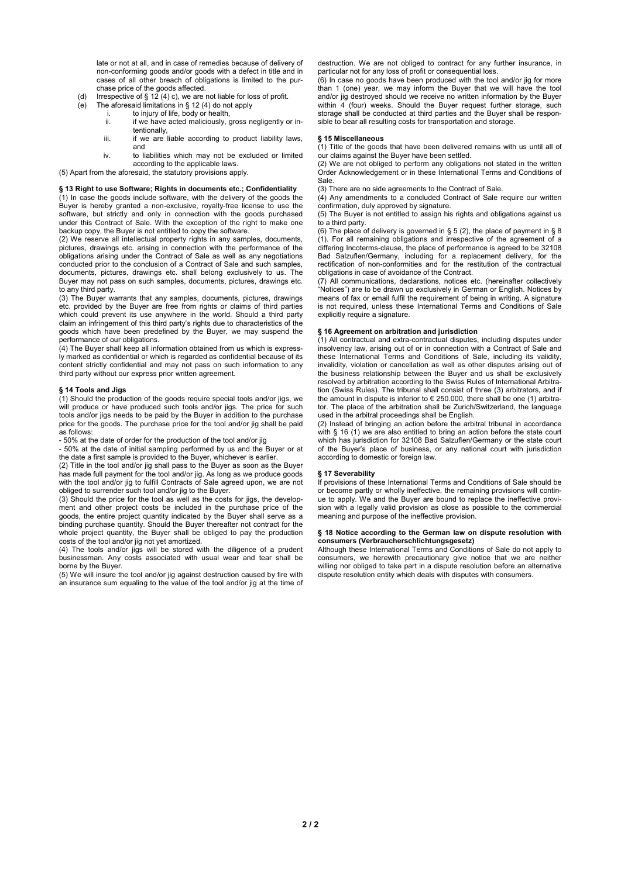late or not at all, and in case of remedies because of delivery of non-conforming goods and/or goods with a defect in title and in cases of all other breach of obligations is limited to the purchase price of the goods affected.

(d) Irrespective of § 12 (4) c), we are not liable for loss of profit.

(e) The aforesaid limitations in § 12 (4) do not apply
   i. to injury of life, body or health,
   ii. if we have acted maliciously, gross negligently or intentionally,
   iii. if we are liable according to product liability laws, and
   iv. to liabilities which may not be excluded or limited according to the applicable laws.

(5) Apart from the aforesaid, the statutory provisions apply.

**§ 13 Right to use Software; Rights in documents etc.; Confidentiality**

(1) In case the goods include software, with the delivery of the goods the Buyer is hereby granted a non-exclusive, royalty-free license to use the software, but strictly and only in connection with the goods purchased under this Contract of Sale. With the exception of the right to make one backup copy, the Buyer is not entitled to copy the software.

(2) We reserve all intellectual property rights in any samples, documents, pictures, drawings etc. arising in connection with the performance of the obligations arising under the Contract of Sale as well as any negotiations conducted prior to the conclusion of a Contract of Sale and such samples, documents, pictures, drawings etc. shall belong exclusively to us. The Buyer may not pass on such samples, documents, pictures, drawings etc. to any third party.

(3) The Buyer warrants that any samples, documents, pictures, drawings etc. provided by the Buyer are free from rights or claims of third parties which could prevent its use anywhere in the world. Should a third party claim an infringement of this third party's rights due to characteristics of the goods which have been predefined by the Buyer, we may suspend the performance of our obligations.

(4) The Buyer shall keep all information obtained from us which is expressly marked as confidential or which is regarded as confidential because of its content strictly confidential and may not pass on such information to any third party without our express prior written agreement.

**§ 14 Tools and Jigs**

(1) Should the production of the goods require special tools and/or jigs, we will produce or have produced such tools and/or jigs. The price for such tools and/or jigs needs to be paid by the Buyer in addition to the purchase price for the goods. The purchase price for the tool and/or jig shall be paid as follows:

- 50% at the date of order for the production of the tool and/or jig
- 50% at the date of initial sampling performed by us and the Buyer or at the date a first sample is provided to the Buyer, whichever is earlier.

(2) Title in the tool and/or jig shall pass to the Buyer as soon as the Buyer has made full payment for the tool and/or jig. As long as we produce goods with the tool and/or jig to fulfill Contracts of Sale agreed upon, we are not obliged to surrender such tool and/or jig to the Buyer.

(3) Should the price for the tool as well as the costs for jigs, the development and other project costs be included in the purchase price of the goods, the entire project quantity indicated by the Buyer shall serve as a binding purchase quantity. Should the Buyer thereafter not contract for the whole project quantity, the Buyer shall be obliged to pay the production costs of the tool and/or jig not yet amortized.

(4) The tools and/or jigs will be stored with the diligence of a prudent businessman. Any costs associated with usual wear and tear shall be borne by the Buyer.

(5) We will insure the tool and/or jig against destruction caused by fire with an insurance sum equaling to the value of the tool and/or jig at the time of destruction. We are not obliged to contract for any further insurance, in particular not for any loss of profit or consequential loss.

(6) In case no goods have been produced with the tool and/or jig for more than 1 (one) year, we may inform the Buyer that we will have the tool and/or jig destroyed should we receive no written information by the Buyer within 4 (four) weeks. Should the Buyer request further storage, such storage shall be conducted at third parties and the Buyer shall be responsible to bear all resulting costs for transportation and storage.

**§ 15 Miscellaneous**

(1) Title of the goods that have been delivered remains with us until all of our claims against the Buyer have been settled.

(2) We are not obliged to perform any obligations not stated in the written Order Acknowledgement or in these International Terms and Conditions of Sale.

(3) There are no side agreements to the Contract of Sale.

(4) Any amendments to a concluded Contract of Sale require our written confirmation, duly approved by signature.

(5) The Buyer is not entitled to assign his rights and obligations against us to a third party.

(6) The place of delivery is governed in § 5 (2), the place of payment in § 8 (1). For all remaining obligations and irrespective of the agreement of a differing Incoterms-clause, the place of performance is agreed to be 32108 Bad Salzuflen/Germany, including for a replacement delivery, for the rectification of non-conformities and for the restitution of the contractual obligations in case of avoidance of the Contract.

(7) All communications, declarations, notices etc. (hereinafter collectively "Notices") are to be drawn up exclusively in German or English. Notices by means of fax or email fulfil the requirement of being in writing. A signature is not required, unless these International Terms and Conditions of Sale explicitly require a signature.

**§ 16 Agreement on arbitration and jurisdiction**

(1) All contractual and extra-contractual disputes, including disputes under insolvency law, arising out of or in connection with a Contract of Sale and these International Terms and Conditions of Sale, including its validity, invalidity, violation or cancellation as well as other disputes arising out of the business relationship between the Buyer and us shall be exclusively resolved by arbitration according to the Swiss Rules of International Arbitration (Swiss Rules). The tribunal shall consist of three (3) arbitrators, and if the amount in dispute is inferior to € 250.000, there shall be one (1) arbitrator. The place of the arbitration shall be Zurich/Switzerland, the language used in the arbitral proceedings shall be English.

(2) Instead of bringing an action before the arbitral tribunal in accordance with § 16 (1) we are also entitled to bring an action before the state court which has jurisdiction for 32108 Bad Salzuflen/Germany or the state court of the Buyer's place of business, or any national court with jurisdiction according to domestic or foreign law.

**§ 17 Severability**

If provisions of these International Terms and Conditions of Sale should be or become partly or wholly ineffective, the remaining provisions will continue to apply. We and the Buyer are bound to replace the ineffective provision with a legally valid provision as close as possible to the commercial meaning and purpose of the ineffective provision.

**§ 18 Notice according to the German law on dispute resolution with consumers (Verbraucherschlichtungsgesetz)**

Although these International Terms and Conditions of Sale do not apply to consumers, we herewith precautionary give notice that we are neither willing nor obliged to take part in a dispute resolution before an alternative dispute resolution entity which deals with disputes with consumers.